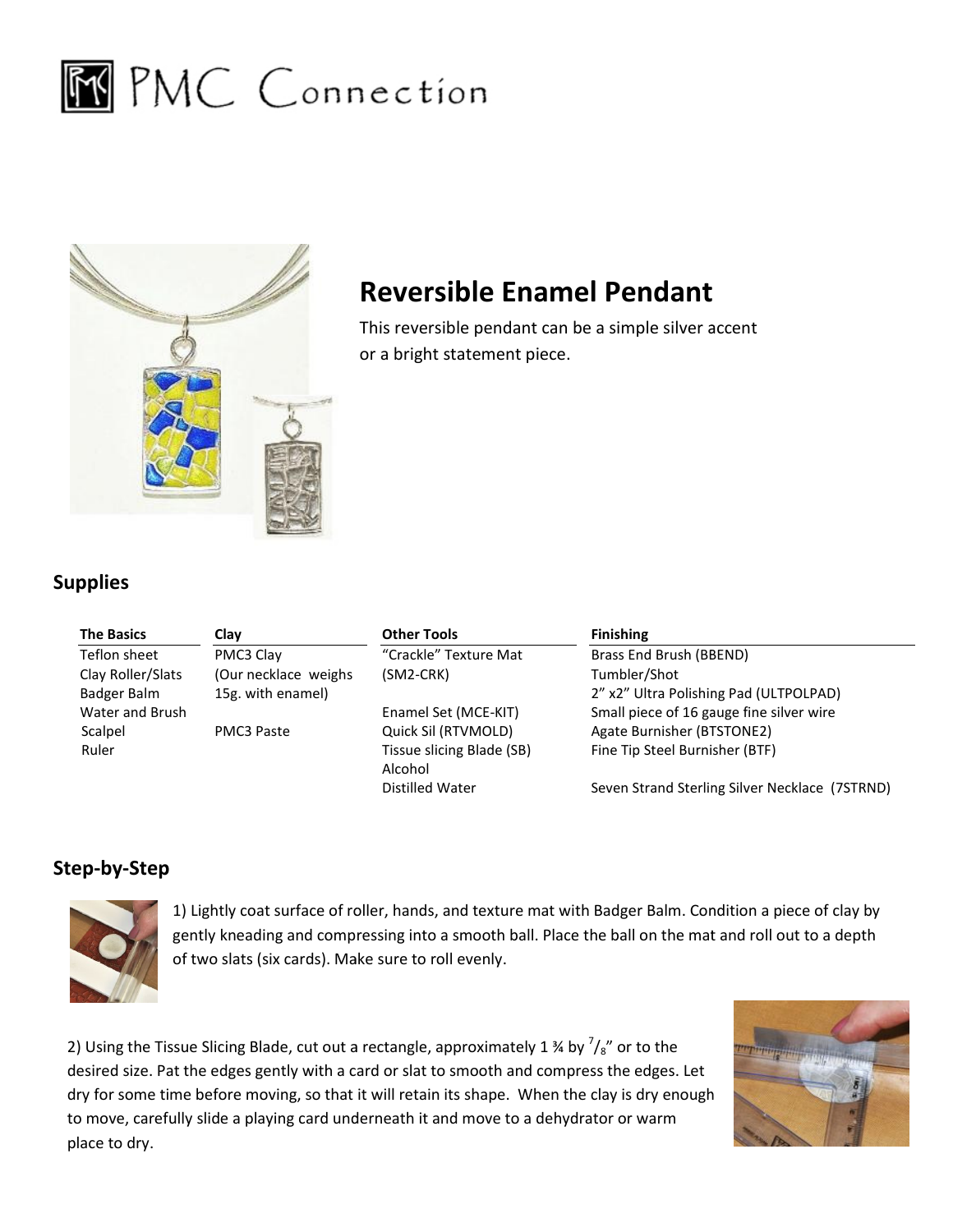# PMC Connection

## Reversible Enamel Pendant

This reversible pendant can be a simple silver accent or a bright statement piece.

## Supplies

| The Basics | Clay | Other Tools | Finishing |
| --- | --- | --- | --- |
| Teflon sheet | PMC3 Clay | "Crackle" Texture Mat | Brass End Brush (BBEND) |
| Clay Roller/Slats | (Our necklace weighs | (SM2-CRK) | Tumbler/Shot |
| Badger Balm | 15g. with enamel) | | 2" x2" Ultra Polishing Pad (ULTPOLPAD) |
| Water and Brush | | Enamel Set (MCE-KIT) | Small piece of 16 gauge fine silver wire |
| Scalpel | PMC3 Paste | Quick Sil (RTVMOLD) | Agate Burnisher (BTSTONE2) |
| Ruler | | Tissue slicing Blade (SB) | Fine Tip Steel Burnisher (BTF) |
| | | Alcohol | |
| | | Distilled Water | Seven Strand Sterling Silver Necklace (7STRND) |

## Step-by-Step

1) Lightly coat surface of roller, hands, and texture mat with Badger Balm. Condition a piece of clay by gently kneading and compressing into a smooth ball. Place the ball on the mat and roll out to a depth of two slats (six cards). Make sure to roll evenly.

2) Using the Tissue Slicing Blade, cut out a rectangle, approximately 1 ¾ by $^{7}/_{8}$" or to the desired size. Pat the edges gently with a card or slat to smooth and compress the edges. Let dry for some time before moving, so that it will retain its shape. When the clay is dry enough to move, carefully slide a playing card underneath it and move to a dehydrator or warm place to dry.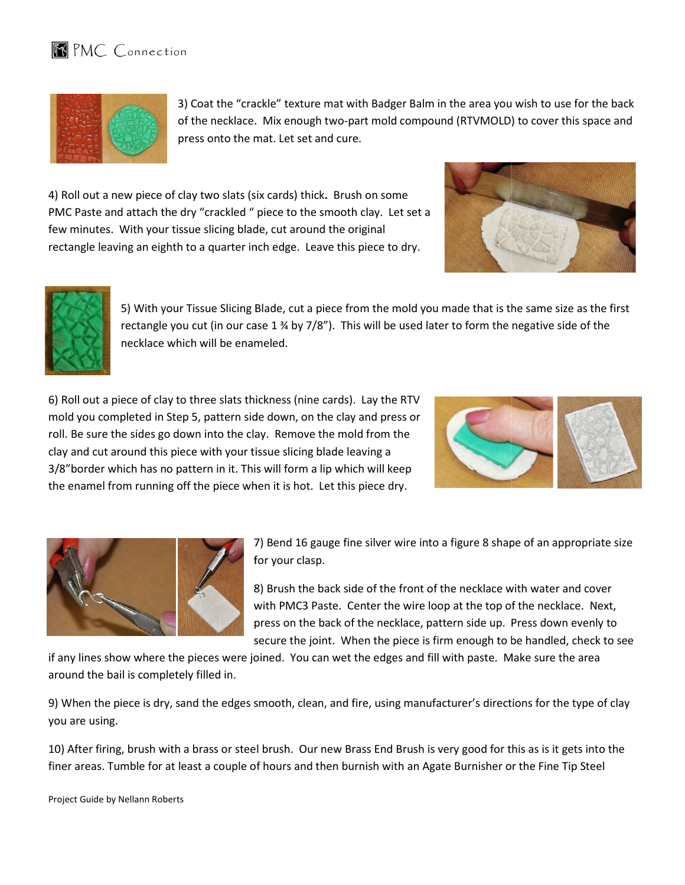3) Coat the “crackle” texture mat with Badger Balm in the area you wish to use for the back of the necklace. Mix enough two-part mold compound (RTVMOLD) to cover this space and press onto the mat. Let set and cure.

4) Roll out a new piece of clay two slats (six cards) thick. Brush on some PMC Paste and attach the dry “crackled “ piece to the smooth clay. Let set a few minutes. With your tissue slicing blade, cut around the original rectangle leaving an eighth to a quarter inch edge. Leave this piece to dry.

5) With your Tissue Slicing Blade, cut a piece from the mold you made that is the same size as the first rectangle you cut (in our case 1 ¾ by 7/8”). This will be used later to form the negative side of the necklace which will be enameled.

6) Roll out a piece of clay to three slats thickness (nine cards). Lay the RTV mold you completed in Step 5, pattern side down, on the clay and press or roll. Be sure the sides go down into the clay. Remove the mold from the clay and cut around this piece with your tissue slicing blade leaving a 3/8”border which has no pattern in it. This will form a lip which will keep the enamel from running off the piece when it is hot. Let this piece dry.

7) Bend 16 gauge fine silver wire into a figure 8 shape of an appropriate size for your clasp.

8) Brush the back side of the front of the necklace with water and cover with PMC3 Paste. Center the wire loop at the top of the necklace. Next, press on the back of the necklace, pattern side up. Press down evenly to secure the joint. When the piece is firm enough to be handled, check to see if any lines show where the pieces were joined. You can wet the edges and fill with paste. Make sure the area around the bail is completely filled in.

9) When the piece is dry, sand the edges smooth, clean, and fire, using manufacturer’s directions for the type of clay you are using.

10) After firing, brush with a brass or steel brush. Our new Brass End Brush is very good for this as is it gets into the finer areas. Tumble for at least a couple of hours and then burnish with an Agate Burnisher or the Fine Tip Steel

Project Guide by Nellann Roberts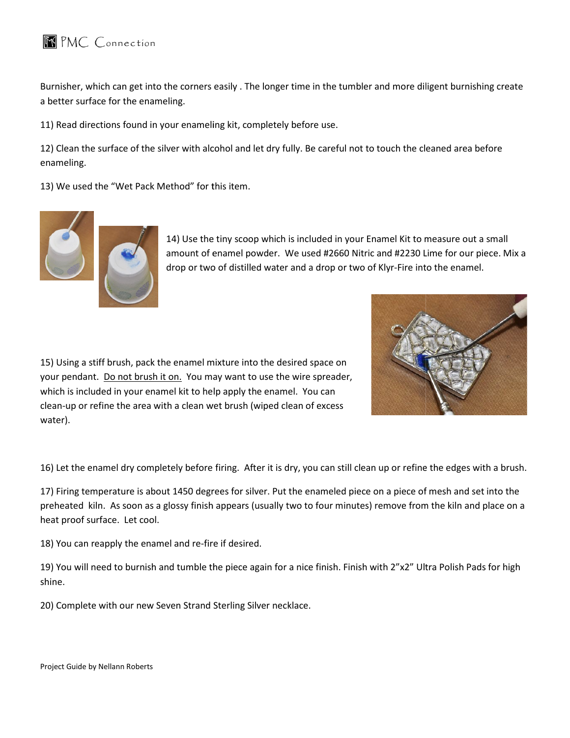Burnisher, which can get into the corners easily . The longer time in the tumbler and more diligent burnishing create a better surface for the enameling.

11) Read directions found in your enameling kit, completely before use.

12) Clean the surface of the silver with alcohol and let dry fully. Be careful not to touch the cleaned area before enameling.

13) We used the "Wet Pack Method" for this item.

14) Use the tiny scoop which is included in your Enamel Kit to measure out a small amount of enamel powder. We used #2660 Nitric and #2230 Lime for our piece. Mix a drop or two of distilled water and a drop or two of Klyr-Fire into the enamel.

15) Using a stiff brush, pack the enamel mixture into the desired space on your pendant. Do not brush it on. You may want to use the wire spreader, which is included in your enamel kit to help apply the enamel. You can clean-up or refine the area with a clean wet brush (wiped clean of excess water).

16) Let the enamel dry completely before firing. After it is dry, you can still clean up or refine the edges with a brush.

17) Firing temperature is about 1450 degrees for silver. Put the enameled piece on a piece of mesh and set into the preheated kiln. As soon as a glossy finish appears (usually two to four minutes) remove from the kiln and place on a heat proof surface. Let cool.

18) You can reapply the enamel and re-fire if desired.

19) You will need to burnish and tumble the piece again for a nice finish. Finish with 2"x2" Ultra Polish Pads for high shine.

20) Complete with our new Seven Strand Sterling Silver necklace.

Project Guide by Nellann Roberts